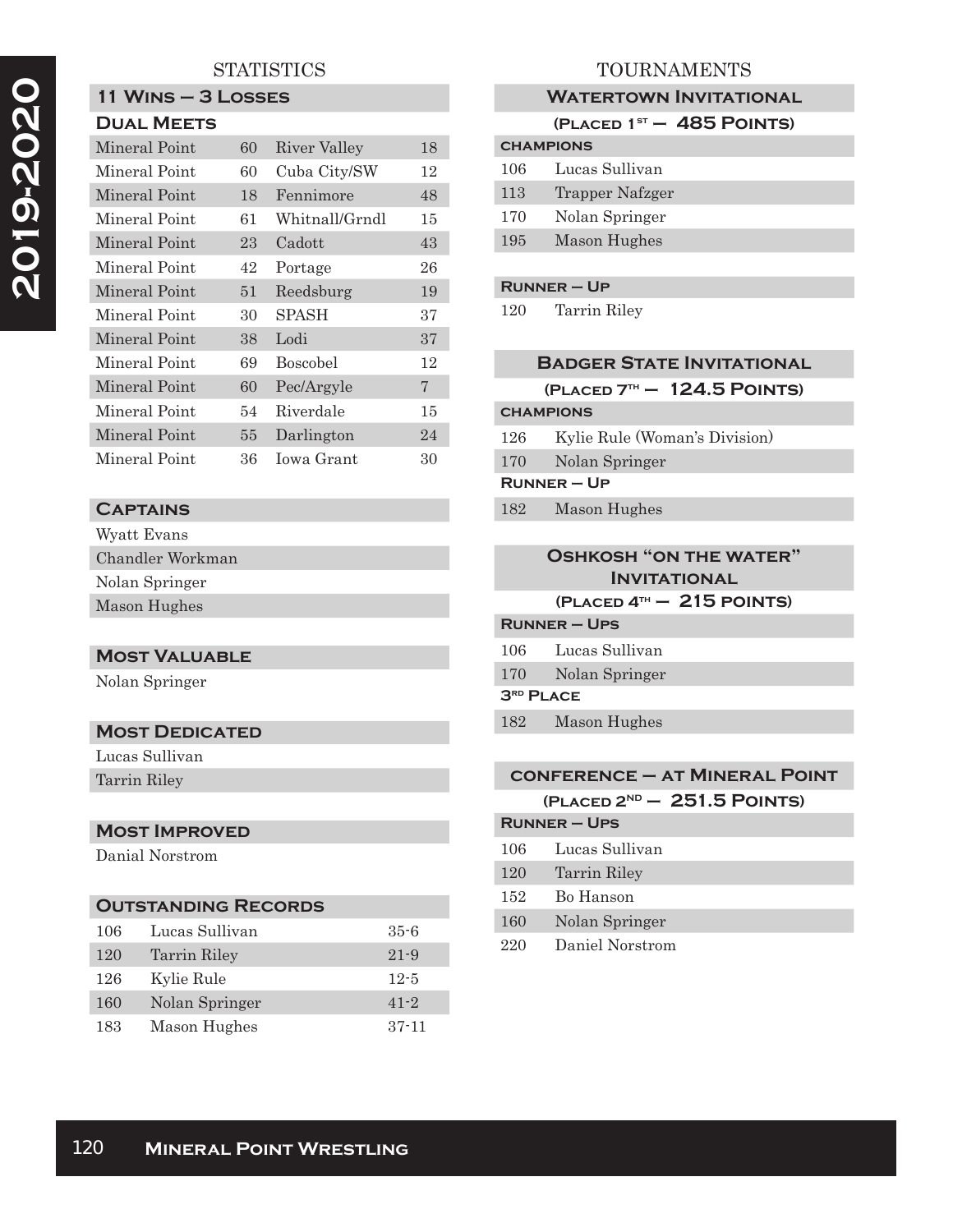# 2019-2020

## STATISTICS

### 11 Wins – 3 Losses

#### Dual Meets

| | | | |
|---|---|---|---|
| Mineral Point | 60 | River Valley | 18 |
| Mineral Point | 60 | Cuba City/SW | 12 |
| Mineral Point | 18 | Fennimore | 48 |
| Mineral Point | 61 | Whitnall/Grndl | 15 |
| Mineral Point | 23 | Cadott | 43 |
| Mineral Point | 42 | Portage | 26 |
| Mineral Point | 51 | Reedsburg | 19 |
| Mineral Point | 30 | SPASH | 37 |
| Mineral Point | 38 | Lodi | 37 |
| Mineral Point | 69 | Boscobel | 12 |
| Mineral Point | 60 | Pec/Argyle | 7 |
| Mineral Point | 54 | Riverdale | 15 |
| Mineral Point | 55 | Darlington | 24 |
| Mineral Point | 36 | Iowa Grant | 30 |

### Captains

Wyatt Evans
Chandler Workman
Nolan Springer
Mason Hughes

### Most Valuable

Nolan Springer

### Most Dedicated

Lucas Sullivan
Tarrin Riley

### Most Improved

Danial Norstrom

### Outstanding Records

| | | |
|---|---|---|
| 106 | Lucas Sullivan | 35-6 |
| 120 | Tarrin Riley | 21-9 |
| 126 | Kylie Rule | 12-5 |
| 160 | Nolan Springer | 41-2 |
| 183 | Mason Hughes | 37-11 |

## TOURNAMENTS

### Watertown Invitational

(Placed 1st – 485 Points)

**Champions**

| | |
|---|---|
| 106 | Lucas Sullivan |
| 113 | Trapper Nafzger |
| 170 | Nolan Springer |
| 195 | Mason Hughes |

**Runner – Up**

| | |
|---|---|
| 120 | Tarrin Riley |

### Badger State Invitational

(Placed 7th – 124.5 Points)

**Champions**

| | |
|---|---|
| 126 | Kylie Rule (Woman's Division) |
| 170 | Nolan Springer |

**Runner – Up**

| | |
|---|---|
| 182 | Mason Hughes |

### Oshkosh "on the water" Invitational

(Placed 4th – 215 points)

**Runner – Ups**

| | |
|---|---|
| 106 | Lucas Sullivan |
| 170 | Nolan Springer |

**3rd Place**

| | |
|---|---|
| 182 | Mason Hughes |

### Conference – at Mineral Point

(Placed 2nd – 251.5 Points)

**Runner – Ups**

| | |
|---|---|
| 106 | Lucas Sullivan |
| 120 | Tarrin Riley |
| 152 | Bo Hanson |
| 160 | Nolan Springer |
| 220 | Daniel Norstrom |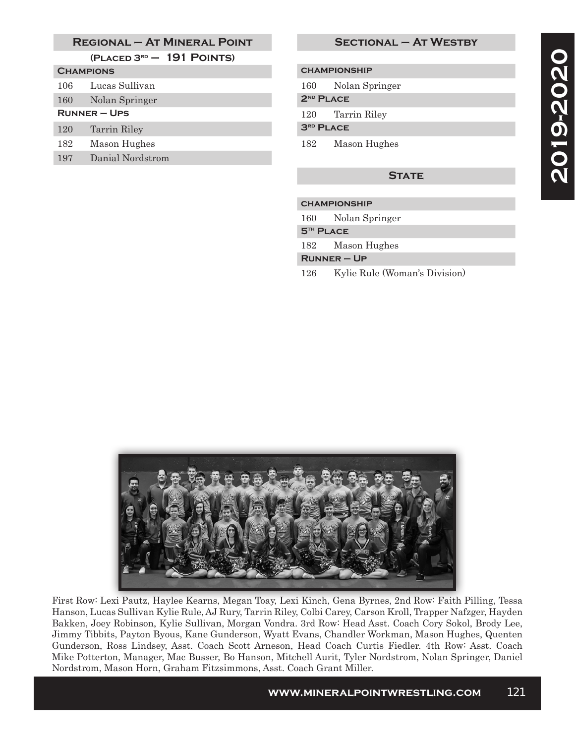## Regional – At Mineral Point

**(Placed 3rd – 191 Points)**

| | |
|---|---|
| **Champions** | |
| 106 | Lucas Sullivan |
| 160 | Nolan Springer |
| **Runner – Ups** | |
| 120 | Tarrin Riley |
| 182 | Mason Hughes |
| 197 | Danial Nordstrom |

## Sectional – At Westby

| | |
|---|---|
| **Championship** | |
| 160 | Nolan Springer |
| **2nd Place** | |
| 120 | Tarrin Riley |
| **3rd Place** | |
| 182 | Mason Hughes |

## State

| | |
|---|---|
| **Championship** | |
| 160 | Nolan Springer |
| **5th Place** | |
| 182 | Mason Hughes |
| **Runner – Up** | |
| 126 | Kylie Rule (Woman's Division) |

First Row: Lexi Pautz, Haylee Kearns, Megan Toay, Lexi Kinch, Gena Byrnes, 2nd Row: Faith Pilling, Tessa Hanson, Lucas Sullivan Kylie Rule, AJ Rury, Tarrin Riley, Colbi Carey, Carson Kroll, Trapper Nafzger, Hayden Bakken, Joey Robinson, Kylie Sullivan, Morgan Vondra. 3rd Row: Head Asst. Coach Cory Sokol, Brody Lee, Jimmy Tibbits, Payton Byous, Kane Gunderson, Wyatt Evans, Chandler Workman, Mason Hughes, Quenten Gunderson, Ross Lindsey, Asst. Coach Scott Arneson, Head Coach Curtis Fiedler. 4th Row: Asst. Coach Mike Potterton, Manager, Mac Busser, Bo Hanson, Mitchell Aurit, Tyler Nordstrom, Nolan Springer, Daniel Nordstrom, Mason Horn, Graham Fitzsimmons, Asst. Coach Grant Miller.